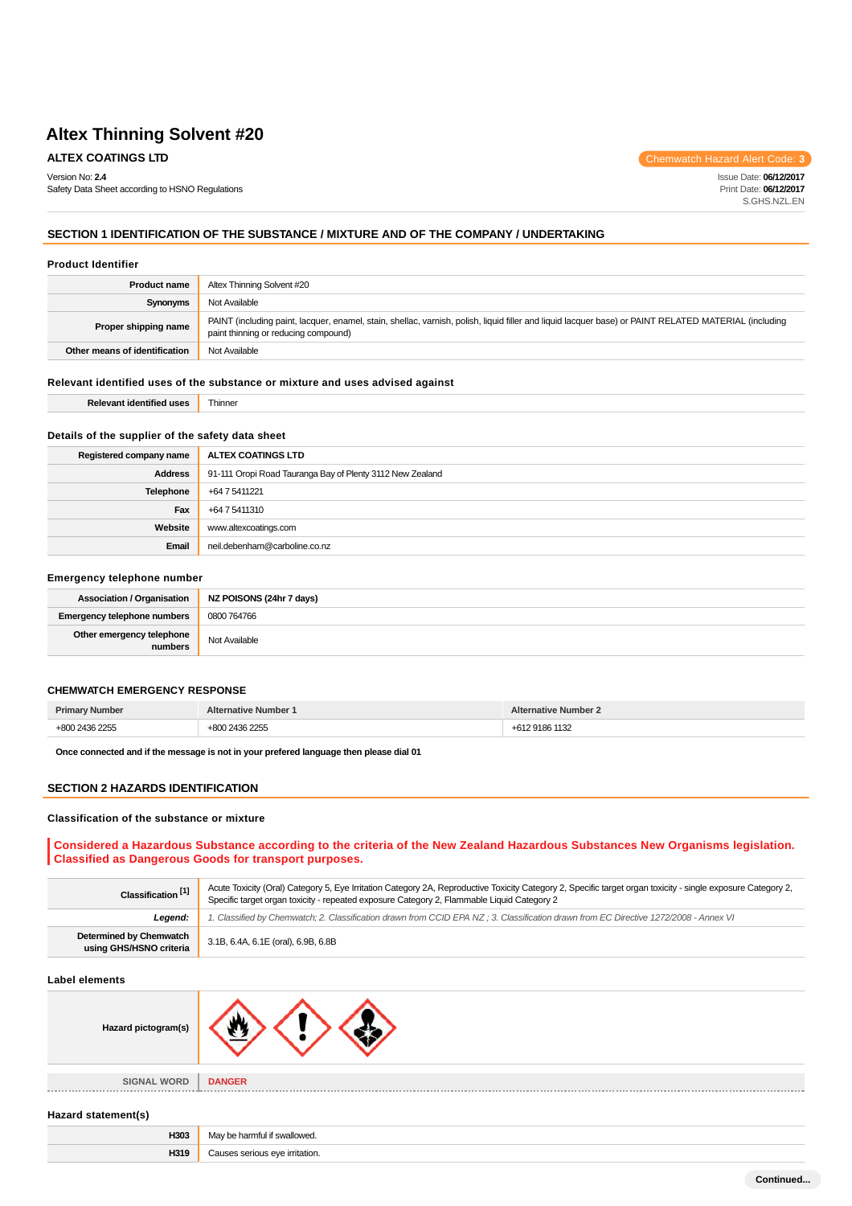# Altex Thinning Solvent #20

**ALTEX COATINGS LTD**

Chemwatch Hazard Alert Code: **3**

Version No: **2.4**
Safety Data Sheet according to HSNO Regulations

Issue Date: **06/12/2017**
Print Date: **06/12/2017**
S.GHS.NZL.EN

## SECTION 1 IDENTIFICATION OF THE SUBSTANCE / MIXTURE AND OF THE COMPANY / UNDERTAKING

### Product Identifier

| | |
|---|---|
| **Product name** | Altex Thinning Solvent #20 |
| **Synonyms** | Not Available |
| **Proper shipping name** | PAINT (including paint, lacquer, enamel, stain, shellac, varnish, polish, liquid filler and liquid lacquer base) or PAINT RELATED MATERIAL (including paint thinning or reducing compound) |
| **Other means of identification** | Not Available |

### Relevant identified uses of the substance or mixture and uses advised against

| | |
|---|---|
| **Relevant identified uses** | Thinner |

### Details of the supplier of the safety data sheet

| | |
|---|---|
| **Registered company name** | **ALTEX COATINGS LTD** |
| **Address** | 91-111 Oropi Road Tauranga Bay of Plenty 3112 New Zealand |
| **Telephone** | +64 7 5411221 |
| **Fax** | +64 7 5411310 |
| **Website** | www.altexcoatings.com |
| **Email** | neil.debenham@carboline.co.nz |

### Emergency telephone number

| | |
|---|---|
| **Association / Organisation** | **NZ POISONS (24hr 7 days)** |
| **Emergency telephone numbers** | 0800 764766 |
| **Other emergency telephone numbers** | Not Available |

### CHEMWATCH EMERGENCY RESPONSE

| Primary Number | Alternative Number 1 | Alternative Number 2 |
|---|---|---|
| +800 2436 2255 | +800 2436 2255 | +612 9186 1132 |

**Once connected and if the message is not in your prefered language then please dial 01**

## SECTION 2 HAZARDS IDENTIFICATION

### Classification of the substance or mixture

**Considered a Hazardous Substance according to the criteria of the New Zealand Hazardous Substances New Organisms legislation. Classified as Dangerous Goods for transport purposes.**

| | |
|---|---|
| **Classification [1]** | Acute Toxicity (Oral) Category 5, Eye Irritation Category 2A, Reproductive Toxicity Category 2, Specific target organ toxicity - single exposure Category 2, Specific target organ toxicity - repeated exposure Category 2, Flammable Liquid Category 2 |
| ***Legend:*** | *1. Classified by Chemwatch; 2. Classification drawn from CCID EPA NZ ; 3. Classification drawn from EC Directive 1272/2008 - Annex VI* |
| **Determined by Chemwatch using GHS/HSNO criteria** | 3.1B, 6.4A, 6.1E (oral), 6.9B, 6.8B |

### Label elements

| | |
|---|---|
| **Hazard pictogram(s)** | |
| **SIGNAL WORD** | **DANGER** |

### Hazard statement(s)

| | |
|---|---|
| **H303** | May be harmful if swallowed. |
| **H319** | Causes serious eye irritation. |

**Continued...**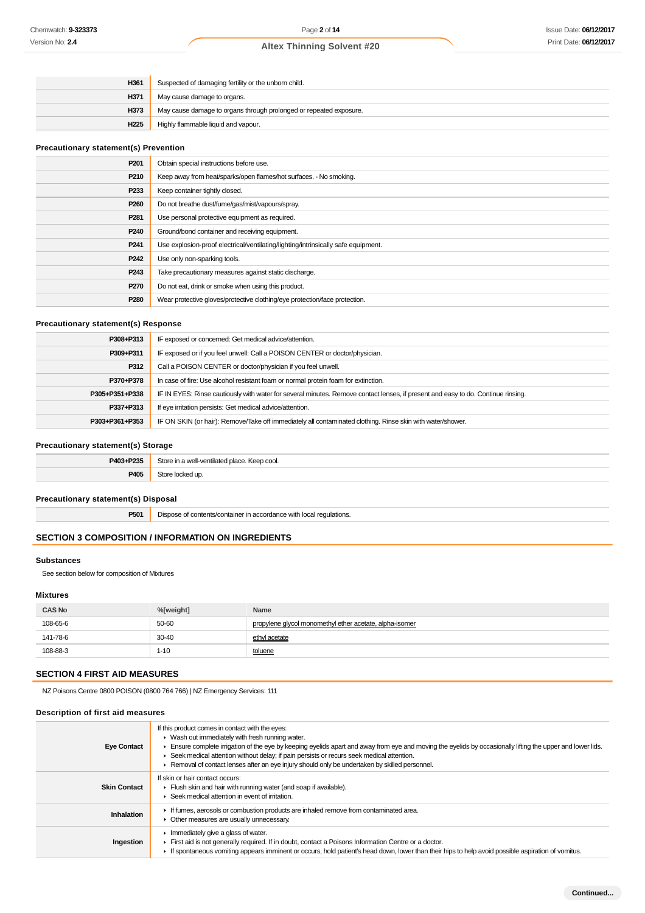| | |
|---|---|
| **H361** | Suspected of damaging fertility or the unborn child. |
| **H371** | May cause damage to organs. |
| **H373** | May cause damage to organs through prolonged or repeated exposure. |
| **H225** | Highly flammable liquid and vapour. |

### Precautionary statement(s) Prevention

| | |
|---|---|
| **P201** | Obtain special instructions before use. |
| **P210** | Keep away from heat/sparks/open flames/hot surfaces. - No smoking. |
| **P233** | Keep container tightly closed. |
| **P260** | Do not breathe dust/fume/gas/mist/vapours/spray. |
| **P281** | Use personal protective equipment as required. |
| **P240** | Ground/bond container and receiving equipment. |
| **P241** | Use explosion-proof electrical/ventilating/lighting/intrinsically safe equipment. |
| **P242** | Use only non-sparking tools. |
| **P243** | Take precautionary measures against static discharge. |
| **P270** | Do not eat, drink or smoke when using this product. |
| **P280** | Wear protective gloves/protective clothing/eye protection/face protection. |

### Precautionary statement(s) Response

| | |
|---|---|
| **P308+P313** | IF exposed or concerned: Get medical advice/attention. |
| **P309+P311** | IF exposed or if you feel unwell: Call a POISON CENTER or doctor/physician. |
| **P312** | Call a POISON CENTER or doctor/physician if you feel unwell. |
| **P370+P378** | In case of fire: Use alcohol resistant foam or normal protein foam for extinction. |
| **P305+P351+P338** | IF IN EYES: Rinse cautiously with water for several minutes. Remove contact lenses, if present and easy to do. Continue rinsing. |
| **P337+P313** | If eye irritation persists: Get medical advice/attention. |
| **P303+P361+P353** | IF ON SKIN (or hair): Remove/Take off immediately all contaminated clothing. Rinse skin with water/shower. |

### Precautionary statement(s) Storage

| | |
|---|---|
| **P403+P235** | Store in a well-ventilated place. Keep cool. |
| **P405** | Store locked up. |

### Precautionary statement(s) Disposal

| | |
|---|---|
| **P501** | Dispose of contents/container in accordance with local regulations. |

## SECTION 3 COMPOSITION / INFORMATION ON INGREDIENTS

### Substances

See section below for composition of Mixtures

### Mixtures

| CAS No | %[weight] | Name |
|---|---|---|
| 108-65-6 | 50-60 | propylene glycol monomethyl ether acetate, alpha-isomer |
| 141-78-6 | 30-40 | ethyl acetate |
| 108-88-3 | 1-10 | toluene |

## SECTION 4 FIRST AID MEASURES

NZ Poisons Centre 0800 POISON (0800 764 766) | NZ Emergency Services: 111

### Description of first aid measures

| | |
|---|---|
| **Eye Contact** | If this product comes in contact with the eyes:<br>▸ Wash out immediately with fresh running water.<br>▸ Ensure complete irrigation of the eye by keeping eyelids apart and away from eye and moving the eyelids by occasionally lifting the upper and lower lids.<br>▸ Seek medical attention without delay; if pain persists or recurs seek medical attention.<br>▸ Removal of contact lenses after an eye injury should only be undertaken by skilled personnel. |
| **Skin Contact** | If skin or hair contact occurs:<br>▸ Flush skin and hair with running water (and soap if available).<br>▸ Seek medical attention in event of irritation. |
| **Inhalation** | ▸ If fumes, aerosols or combustion products are inhaled remove from contaminated area.<br>▸ Other measures are usually unnecessary. |
| **Ingestion** | ▸ Immediately give a glass of water.<br>▸ First aid is not generally required. If in doubt, contact a Poisons Information Centre or a doctor.<br>▸ If spontaneous vomiting appears imminent or occurs, hold patient's head down, lower than their hips to help avoid possible aspiration of vomitus. |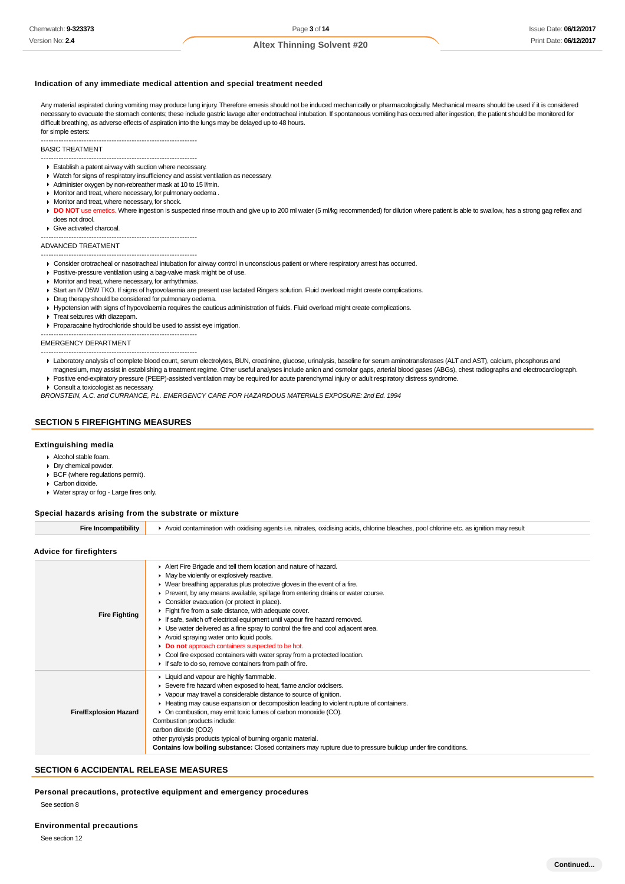### Indication of any immediate medical attention and special treatment needed

Any material aspirated during vomiting may produce lung injury. Therefore emesis should not be induced mechanically or pharmacologically. Mechanical means should be used if it is considered necessary to evacuate the stomach contents; these include gastric lavage after endotracheal intubation. If spontaneous vomiting has occurred after ingestion, the patient should be monitored for difficult breathing, as adverse effects of aspiration into the lungs may be delayed up to 48 hours.
for simple esters:

--------------------------------------------------------------

BASIC TREATMENT

--------------------------------------------------------------

- Establish a patent airway with suction where necessary.
- Watch for signs of respiratory insufficiency and assist ventilation as necessary.
- Administer oxygen by non-rebreather mask at 10 to 15 l/min.
- Monitor and treat, where necessary, for pulmonary oedema .
- Monitor and treat, where necessary, for shock.
- **DO NOT** use emetics. Where ingestion is suspected rinse mouth and give up to 200 ml water (5 ml/kg recommended) for dilution where patient is able to swallow, has a strong gag reflex and does not drool.
- Give activated charcoal.

--------------------------------------------------------------

ADVANCED TREATMENT

--------------------------------------------------------------

- Consider orotracheal or nasotracheal intubation for airway control in unconscious patient or where respiratory arrest has occurred.
- Positive-pressure ventilation using a bag-valve mask might be of use.
- Monitor and treat, where necessary, for arrhythmias.
- Start an IV D5W TKO. If signs of hypovolaemia are present use lactated Ringers solution. Fluid overload might create complications.
- Drug therapy should be considered for pulmonary oedema.
- Hypotension with signs of hypovolaemia requires the cautious administration of fluids. Fluid overload might create complications.
- Treat seizures with diazepam.
- Proparacaine hydrochloride should be used to assist eye irrigation.

--------------------------------------------------------------

EMERGENCY DEPARTMENT

--------------------------------------------------------------

- Laboratory analysis of complete blood count, serum electrolytes, BUN, creatinine, glucose, urinalysis, baseline for serum aminotransferases (ALT and AST), calcium, phosphorus and magnesium, may assist in establishing a treatment regime. Other useful analyses include anion and osmolar gaps, arterial blood gases (ABGs), chest radiographs and electrocardiograph.
- Positive end-expiratory pressure (PEEP)-assisted ventilation may be required for acute parenchymal injury or adult respiratory distress syndrome.
- Consult a toxicologist as necessary.

*BRONSTEIN, A.C. and CURRANCE, P.L. EMERGENCY CARE FOR HAZARDOUS MATERIALS EXPOSURE: 2nd Ed. 1994*

## SECTION 5 FIREFIGHTING MEASURES

### Extinguishing media

- Alcohol stable foam.
- Dry chemical powder.
- BCF (where regulations permit).
- Carbon dioxide.
- Water spray or fog - Large fires only.

### Special hazards arising from the substrate or mixture

| | |
|---|---|
| **Fire Incompatibility** | Avoid contamination with oxidising agents i.e. nitrates, oxidising acids, chlorine bleaches, pool chlorine etc. as ignition may result |

### Advice for firefighters

| | |
|---|---|
| **Fire Fighting** | Alert Fire Brigade and tell them location and nature of hazard.<br>May be violently or explosively reactive.<br>Wear breathing apparatus plus protective gloves in the event of a fire.<br>Prevent, by any means available, spillage from entering drains or water course.<br>Consider evacuation (or protect in place).<br>Fight fire from a safe distance, with adequate cover.<br>If safe, switch off electrical equipment until vapour fire hazard removed.<br>Use water delivered as a fine spray to control the fire and cool adjacent area.<br>Avoid spraying water onto liquid pools.<br>**Do not** approach containers suspected to be hot.<br>Cool fire exposed containers with water spray from a protected location.<br>If safe to do so, remove containers from path of fire. |
| **Fire/Explosion Hazard** | Liquid and vapour are highly flammable.<br>Severe fire hazard when exposed to heat, flame and/or oxidisers.<br>Vapour may travel a considerable distance to source of ignition.<br>Heating may cause expansion or decomposition leading to violent rupture of containers.<br>On combustion, may emit toxic fumes of carbon monoxide (CO).<br>Combustion products include:<br>carbon dioxide ($CO_2$)<br>other pyrolysis products typical of burning organic material.<br>**Contains low boiling substance:** Closed containers may rupture due to pressure buildup under fire conditions. |

## SECTION 6 ACCIDENTAL RELEASE MEASURES

### Personal precautions, protective equipment and emergency procedures

See section 8

### Environmental precautions

See section 12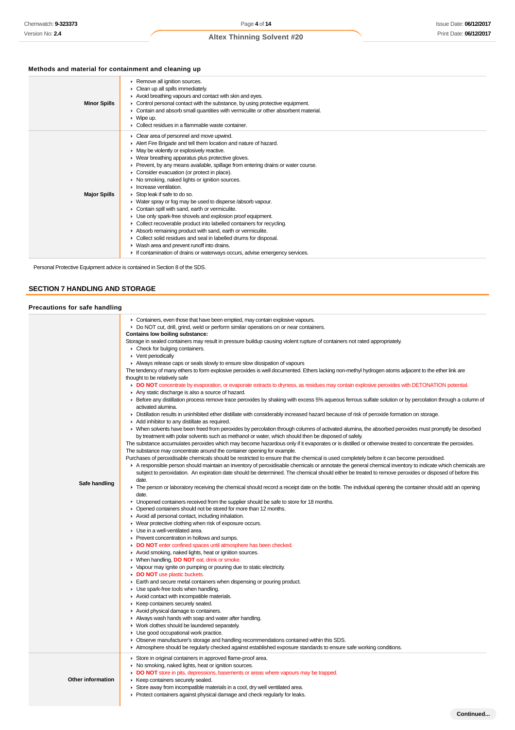### Methods and material for containment and cleaning up

| | |
|---|---|
| **Minor Spills** | ▸ Remove all ignition sources.<br>▸ Clean up all spills immediately.<br>▸ Avoid breathing vapours and contact with skin and eyes.<br>▸ Control personal contact with the substance, by using protective equipment.<br>▸ Contain and absorb small quantities with vermiculite or other absorbent material.<br>▸ Wipe up.<br>▸ Collect residues in a flammable waste container. |
| **Major Spills** | ▸ Clear area of personnel and move upwind.<br>▸ Alert Fire Brigade and tell them location and nature of hazard.<br>▸ May be violently or explosively reactive.<br>▸ Wear breathing apparatus plus protective gloves.<br>▸ Prevent, by any means available, spillage from entering drains or water course.<br>▸ Consider evacuation (or protect in place).<br>▸ No smoking, naked lights or ignition sources.<br>▸ Increase ventilation.<br>▸ Stop leak if safe to do so.<br>▸ Water spray or fog may be used to disperse /absorb vapour.<br>▸ Contain spill with sand, earth or vermiculite.<br>▸ Use only spark-free shovels and explosion proof equipment.<br>▸ Collect recoverable product into labelled containers for recycling.<br>▸ Absorb remaining product with sand, earth or vermiculite.<br>▸ Collect solid residues and seal in labelled drums for disposal.<br>▸ Wash area and prevent runoff into drains.<br>▸ If contamination of drains or waterways occurs, advise emergency services. |

Personal Protective Equipment advice is contained in Section 8 of the SDS.

## SECTION 7 HANDLING AND STORAGE

### Precautions for safe handling

| | |
|---|---|
| **Safe handling** | ▸ Containers, even those that have been emptied, may contain explosive vapours.<br>▸ Do NOT cut, drill, grind, weld or perform similar operations on or near containers.<br>**Contains low boiling substance:**<br>Storage in sealed containers may result in pressure buildup causing violent rupture of containers not rated appropriately.<br>▸ Check for bulging containers.<br>▸ Vent periodically<br>▸ Always release caps or seals slowly to ensure slow dissipation of vapours<br>The tendency of many ethers to form explosive peroxides is well documented. Ethers lacking non-methyl hydrogen atoms adjacent to the ether link are thought to be relatively safe<br>▸ **DO NOT** concentrate by evaporation, or evaporate extracts to dryness, as residues may contain explosive peroxides with DETONATION potential.<br>▸ Any static discharge is also a source of hazard.<br>▸ Before any distillation process remove trace peroxides by shaking with excess 5% aqueous ferrous sulfate solution or by percolation through a column of activated alumina.<br>▸ Distillation results in uninhibited ether distillate with considerably increased hazard because of risk of peroxide formation on storage.<br>▸ Add inhibitor to any distillate as required.<br>▸ When solvents have been freed from peroxides by percolation through columns of activated alumina, the absorbed peroxides must promptly be desorbed by treatment with polar solvents such as methanol or water, which should then be disposed of safely.<br>The substance accumulates peroxides which may become hazardous only if it evaporates or is distilled or otherwise treated to concentrate the peroxides.<br>The substance may concentrate around the container opening for example.<br>Purchases of peroxidisable chemicals should be restricted to ensure that the chemical is used completely before it can become peroxidised.<br>▸ A responsible person should maintain an inventory of peroxidisable chemicals or annotate the general chemical inventory to indicate which chemicals are subject to peroxidation. An expiration date should be determined. The chemical should either be treated to remove peroxides or disposed of before this date.<br>▸ The person or laboratory receiving the chemical should record a receipt date on the bottle. The individual opening the container should add an opening date.<br>▸ Unopened containers received from the supplier should be safe to store for 18 months.<br>▸ Opened containers should not be stored for more than 12 months.<br>▸ Avoid all personal contact, including inhalation.<br>▸ Wear protective clothing when risk of exposure occurs.<br>▸ Use in a well-ventilated area.<br>▸ Prevent concentration in hollows and sumps.<br>▸ **DO NOT** enter confined spaces until atmosphere has been checked.<br>▸ Avoid smoking, naked lights, heat or ignition sources.<br>▸ When handling, **DO NOT** eat, drink or smoke.<br>▸ Vapour may ignite on pumping or pouring due to static electricity.<br>▸ **DO NOT** use plastic buckets.<br>▸ Earth and secure metal containers when dispensing or pouring product.<br>▸ Use spark-free tools when handling.<br>▸ Avoid contact with incompatible materials.<br>▸ Keep containers securely sealed.<br>▸ Avoid physical damage to containers.<br>▸ Always wash hands with soap and water after handling.<br>▸ Work clothes should be laundered separately.<br>▸ Use good occupational work practice.<br>▸ Observe manufacturer's storage and handling recommendations contained within this SDS.<br>▸ Atmosphere should be regularly checked against established exposure standards to ensure safe working conditions. |
| **Other information** | ▸ Store in original containers in approved flame-proof area.<br>▸ No smoking, naked lights, heat or ignition sources.<br>▸ **DO NOT** store in pits, depressions, basements or areas where vapours may be trapped.<br>▸ Keep containers securely sealed.<br>▸ Store away from incompatible materials in a cool, dry well ventilated area.<br>▸ Protect containers against physical damage and check regularly for leaks. |

Continued...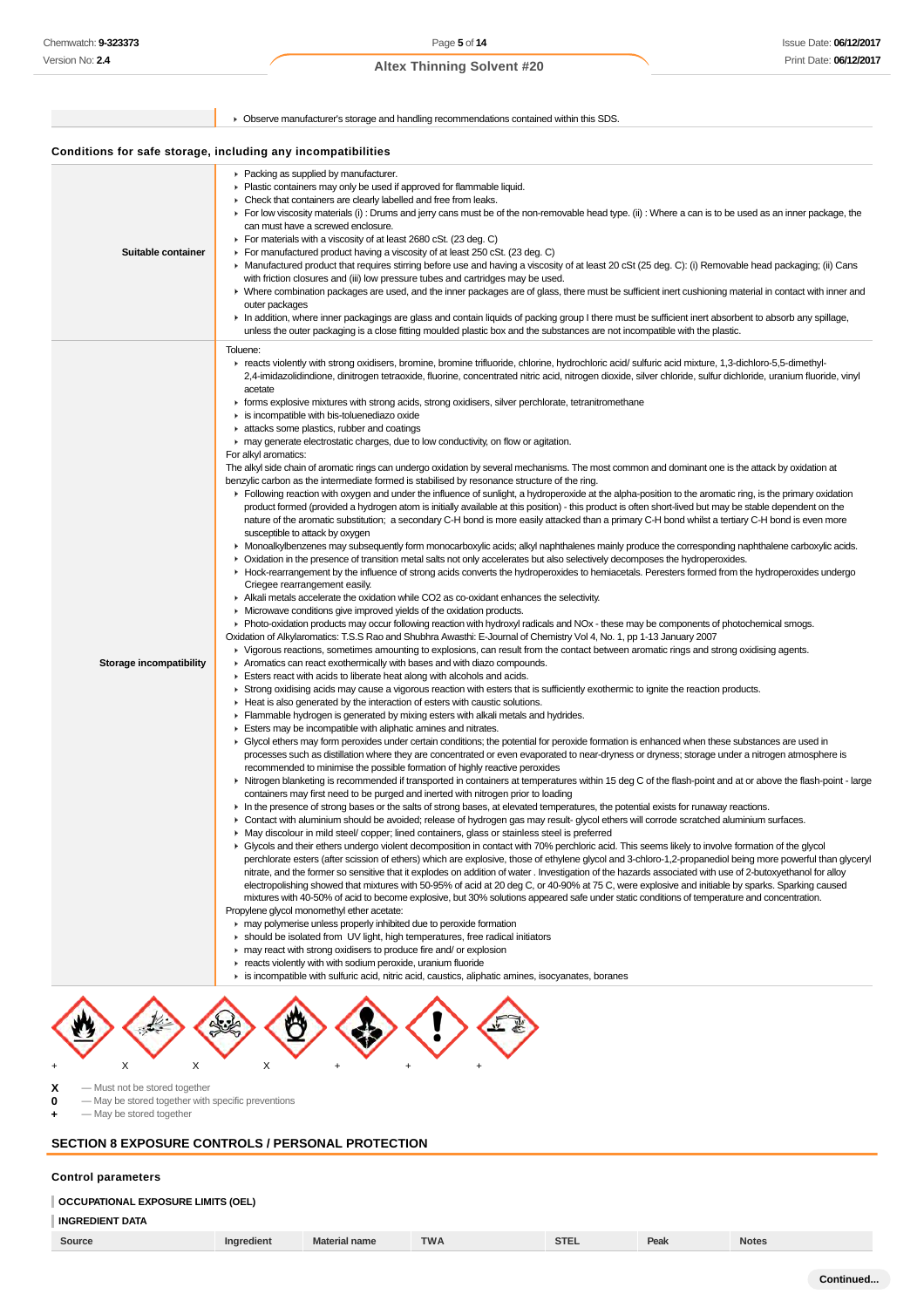| | |
|---|---|
| | ▸ Observe manufacturer's storage and handling recommendations contained within this SDS. |

### Conditions for safe storage, including any incompatibilities

| | |
|---|---|
| **Suitable container** | ▸ Packing as supplied by manufacturer.<br>▸ Plastic containers may only be used if approved for flammable liquid.<br>▸ Check that containers are clearly labelled and free from leaks.<br>▸ For low viscosity materials (i) : Drums and jerry cans must be of the non-removable head type. (ii) : Where a can is to be used as an inner package, the can must have a screwed enclosure.<br>▸ For materials with a viscosity of at least 2680 cSt. (23 deg. C)<br>▸ For manufactured product having a viscosity of at least 250 cSt. (23 deg. C)<br>▸ Manufactured product that requires stirring before use and having a viscosity of at least 20 cSt (25 deg. C): (i) Removable head packaging; (ii) Cans with friction closures and (iii) low pressure tubes and cartridges may be used.<br>▸ Where combination packages are used, and the inner packages are of glass, there must be sufficient inert cushioning material in contact with inner and outer packages<br>▸ In addition, where inner packagings are glass and contain liquids of packing group I there must be sufficient inert absorbent to absorb any spillage, unless the outer packaging is a close fitting moulded plastic box and the substances are not incompatible with the plastic. |
| **Storage incompatibility** | Toluene:<br>▸ reacts violently with strong oxidisers, bromine, bromine trifluoride, chlorine, hydrochloric acid/ sulfuric acid mixture, 1,3-dichloro-5,5-dimethyl-2,4-imidazolidindione, dinitrogen tetraoxide, fluorine, concentrated nitric acid, nitrogen dioxide, silver chloride, sulfur dichloride, uranium fluoride, vinyl acetate<br>▸ forms explosive mixtures with strong acids, strong oxidisers, silver perchlorate, tetranitromethane<br>▸ is incompatible with bis-toluenediazo oxide<br>▸ attacks some plastics, rubber and coatings<br>▸ may generate electrostatic charges, due to low conductivity, on flow or agitation.<br>For alkyl aromatics:<br>The alkyl side chain of aromatic rings can undergo oxidation by several mechanisms. The most common and dominant one is the attack by oxidation at benzylic carbon as the intermediate formed is stabilised by resonance structure of the ring.<br>▸ Following reaction with oxygen and under the influence of sunlight, a hydroperoxide at the alpha-position to the aromatic ring, is the primary oxidation product formed (provided a hydrogen atom is initially available at this position) - this product is often short-lived but may be stable dependent on the nature of the aromatic substitution; a secondary C-H bond is more easily attacked than a primary C-H bond whilst a tertiary C-H bond is even more susceptible to attack by oxygen<br>▸ Monoalkylbenzenes may subsequently form monocarboxylic acids; alkyl naphthalenes mainly produce the corresponding naphthalene carboxylic acids.<br>▸ Oxidation in the presence of transition metal salts not only accelerates but also selectively decomposes the hydroperoxides.<br>▸ Hock-rearrangement by the influence of strong acids converts the hydroperoxides to hemiacetals. Peresters formed from the hydroperoxides undergo Criegee rearrangement easily.<br>▸ Alkali metals accelerate the oxidation while CO2 as co-oxidant enhances the selectivity.<br>▸ Microwave conditions give improved yields of the oxidation products.<br>▸ Photo-oxidation products may occur following reaction with hydroxyl radicals and NOx - these may be components of photochemical smogs.<br>Oxidation of Alkylaromatics: T.S.S Rao and Shubhra Awasthi: E-Journal of Chemistry Vol 4, No. 1, pp 1-13 January 2007<br>▸ Vigorous reactions, sometimes amounting to explosions, can result from the contact between aromatic rings and strong oxidising agents.<br>▸ Aromatics can react exothermically with bases and with diazo compounds.<br>▸ Esters react with acids to liberate heat along with alcohols and acids.<br>▸ Strong oxidising acids may cause a vigorous reaction with esters that is sufficiently exothermic to ignite the reaction products.<br>▸ Heat is also generated by the interaction of esters with caustic solutions.<br>▸ Flammable hydrogen is generated by mixing esters with alkali metals and hydrides.<br>▸ Esters may be incompatible with aliphatic amines and nitrates.<br>▸ Glycol ethers may form peroxides under certain conditions; the potential for peroxide formation is enhanced when these substances are used in processes such as distillation where they are concentrated or even evaporated to near-dryness or dryness; storage under a nitrogen atmosphere is recommended to minimise the possible formation of highly reactive peroxides<br>▸ Nitrogen blanketing is recommended if transported in containers at temperatures within 15 deg C of the flash-point and at or above the flash-point - large containers may first need to be purged and inerted with nitrogen prior to loading<br>▸ In the presence of strong bases or the salts of strong bases, at elevated temperatures, the potential exists for runaway reactions.<br>▸ Contact with aluminium should be avoided; release of hydrogen gas may result- glycol ethers will corrode scratched aluminium surfaces.<br>▸ May discolour in mild steel/ copper; lined containers, glass or stainless steel is preferred<br>▸ Glycols and their ethers undergo violent decomposition in contact with 70% perchloric acid. This seems likely to involve formation of the glycol perchlorate esters (after scission of ethers) which are explosive, those of ethylene glycol and 3-chloro-1,2-propanediol being more powerful than glyceryl nitrate, and the former so sensitive that it explodes on addition of water . Investigation of the hazards associated with use of 2-butoxyethanol for alloy electropolishing showed that mixtures with 50-95% of acid at 20 deg C, or 40-90% at 75 C, were explosive and initiable by sparks. Sparking caused mixtures with 40-50% of acid to become explosive, but 30% solutions appeared safe under static conditions of temperature and concentration.<br>Propylene glycol monomethyl ether acetate:<br>▸ may polymerise unless properly inhibited due to peroxide formation<br>▸ should be isolated from UV light, high temperatures, free radical initiators<br>▸ may react with strong oxidisers to produce fire and/ or explosion<br>▸ reacts violently with with sodium peroxide, uranium fluoride<br>▸ is incompatible with sulfuric acid, nitric acid, caustics, aliphatic amines, isocyanates, boranes |

\+ X X X + + +

**X** — Must not be stored together
**0** — May be stored together with specific preventions
**+** — May be stored together

## SECTION 8 EXPOSURE CONTROLS / PERSONAL PROTECTION

### Control parameters

**OCCUPATIONAL EXPOSURE LIMITS (OEL)**

**INGREDIENT DATA**

| Source | Ingredient | Material name | TWA | STEL | Peak | Notes |
|---|---|---|---|---|---|---|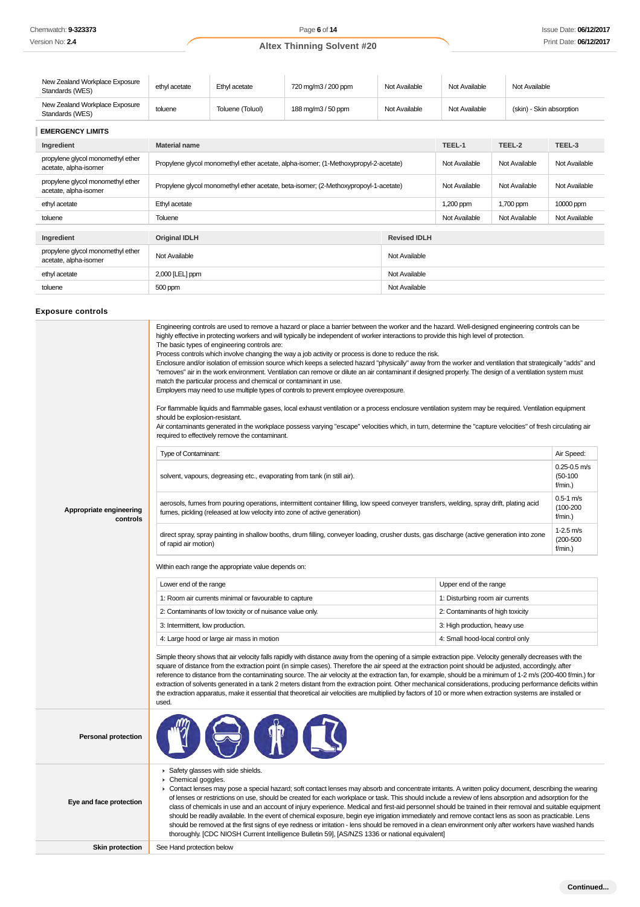| | | | | | |
|---|---|---|---|---|---|
| New Zealand Workplace Exposure Standards (WES) | ethyl acetate | Ethyl acetate | 720 mg/m3 / 200 ppm | Not Available | Not Available | Not Available |
| New Zealand Workplace Exposure Standards (WES) | toluene | Toluene (Toluol) | 188 mg/m3 / 50 ppm | Not Available | Not Available | (skin) - Skin absorption |

### EMERGENCY LIMITS

| Ingredient | Material name | TEEL-1 | TEEL-2 | TEEL-3 |
|---|---|---|---|---|
| propylene glycol monomethyl ether acetate, alpha-isomer | Propylene glycol monomethyl ether acetate, alpha-isomer; (1-Methoxypropyl-2-acetate) | Not Available | Not Available | Not Available |
| propylene glycol monomethyl ether acetate, alpha-isomer | Propylene glycol monomethyl ether acetate, beta-isomer; (2-Methoxypropoyl-1-acetate) | Not Available | Not Available | Not Available |
| ethyl acetate | Ethyl acetate | 1,200 ppm | 1,700 ppm | 10000 ppm |
| toluene | Toluene | Not Available | Not Available | Not Available |

| Ingredient | Original IDLH | Revised IDLH |
|---|---|---|
| propylene glycol monomethyl ether acetate, alpha-isomer | Not Available | Not Available |
| ethyl acetate | 2,000 [LEL] ppm | Not Available |
| toluene | 500 ppm | Not Available |

### Exposure controls

**Appropriate engineering controls**

Engineering controls are used to remove a hazard or place a barrier between the worker and the hazard. Well-designed engineering controls can be highly effective in protecting workers and will typically be independent of worker interactions to provide this high level of protection.
The basic types of engineering controls are:
Process controls which involve changing the way a job activity or process is done to reduce the risk.
Enclosure and/or isolation of emission source which keeps a selected hazard "physically" away from the worker and ventilation that strategically "adds" and "removes" air in the work environment. Ventilation can remove or dilute an air contaminant if designed properly. The design of a ventilation system must match the particular process and chemical or contaminant in use.
Employers may need to use multiple types of controls to prevent employee overexposure.

For flammable liquids and flammable gases, local exhaust ventilation or a process enclosure ventilation system may be required. Ventilation equipment should be explosion-resistant.
Air contaminants generated in the workplace possess varying "escape" velocities which, in turn, determine the "capture velocities" of fresh circulating air required to effectively remove the contaminant.

| Type of Contaminant: | Air Speed: |
|---|---|
| solvent, vapours, degreasing etc., evaporating from tank (in still air). | 0.25-0.5 m/s (50-100 f/min.) |
| aerosols, fumes from pouring operations, intermittent container filling, low speed conveyer transfers, welding, spray drift, plating acid fumes, pickling (released at low velocity into zone of active generation) | 0.5-1 m/s (100-200 f/min.) |
| direct spray, spray painting in shallow booths, drum filling, conveyer loading, crusher dusts, gas discharge (active generation into zone of rapid air motion) | 1-2.5 m/s (200-500 f/min.) |

Within each range the appropriate value depends on:

| Lower end of the range | Upper end of the range |
|---|---|
| 1: Room air currents minimal or favourable to capture | 1: Disturbing room air currents |
| 2: Contaminants of low toxicity or of nuisance value only. | 2: Contaminants of high toxicity |
| 3: Intermittent, low production. | 3: High production, heavy use |
| 4: Large hood or large air mass in motion | 4: Small hood-local control only |

Simple theory shows that air velocity falls rapidly with distance away from the opening of a simple extraction pipe. Velocity generally decreases with the square of distance from the extraction point (in simple cases). Therefore the air speed at the extraction point should be adjusted, accordingly, after reference to distance from the contaminating source. The air velocity at the extraction fan, for example, should be a minimum of 1-2 m/s (200-400 f/min.) for extraction of solvents generated in a tank 2 meters distant from the extraction point. Other mechanical considerations, producing performance deficits within the extraction apparatus, make it essential that theoretical air velocities are multiplied by factors of 10 or more when extraction systems are installed or used.

**Personal protection**

**Eye and face protection**

- Safety glasses with side shields.
- Chemical goggles.
- Contact lenses may pose a special hazard; soft contact lenses may absorb and concentrate irritants. A written policy document, describing the wearing of lenses or restrictions on use, should be created for each workplace or task. This should include a review of lens absorption and adsorption for the class of chemicals in use and an account of injury experience. Medical and first-aid personnel should be trained in their removal and suitable equipment should be readily available. In the event of chemical exposure, begin eye irrigation immediately and remove contact lens as soon as practicable. Lens should be removed at the first signs of eye redness or irritation - lens should be removed in a clean environment only after workers have washed hands thoroughly. [CDC NIOSH Current Intelligence Bulletin 59], [AS/NZS 1336 or national equivalent]

**Skin protection**

See Hand protection below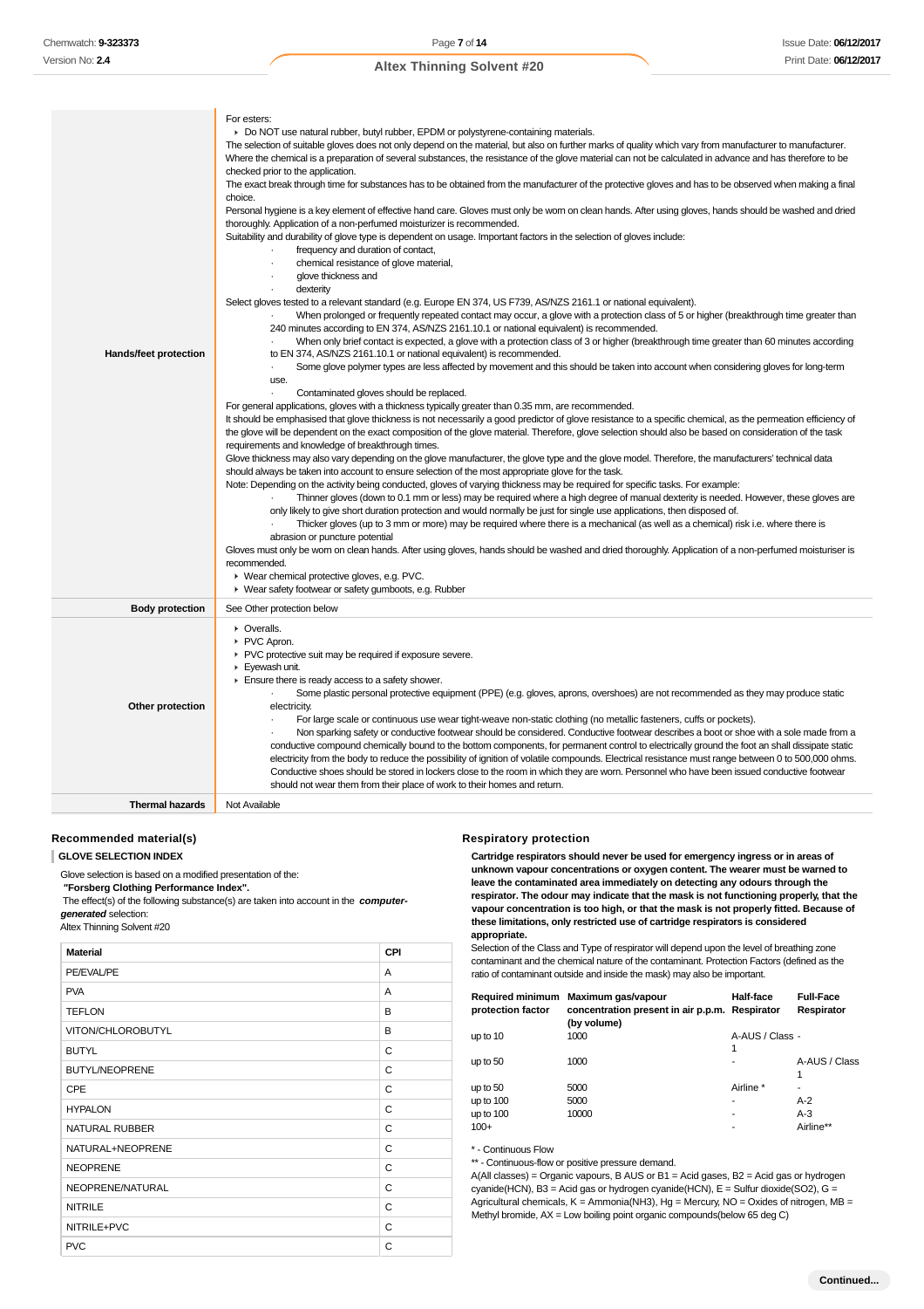| | |
|---|---|
| **Hands/feet protection** | For esters:<br>▸ Do NOT use natural rubber, butyl rubber, EPDM or polystyrene-containing materials.<br>The selection of suitable gloves does not only depend on the material, but also on further marks of quality which vary from manufacturer to manufacturer. Where the chemical is a preparation of several substances, the resistance of the glove material can not be calculated in advance and has therefore to be checked prior to the application.<br>The exact break through time for substances has to be obtained from the manufacturer of the protective gloves and has to be observed when making a final choice.<br>Personal hygiene is a key element of effective hand care. Gloves must only be worn on clean hands. After using gloves, hands should be washed and dried thoroughly. Application of a non-perfumed moisturizer is recommended.<br>Suitability and durability of glove type is dependent on usage. Important factors in the selection of gloves include:<br>· frequency and duration of contact,<br>· chemical resistance of glove material,<br>· glove thickness and<br>· dexterity<br>Select gloves tested to a relevant standard (e.g. Europe EN 374, US F739, AS/NZS 2161.1 or national equivalent).<br>· When prolonged or frequently repeated contact may occur, a glove with a protection class of 5 or higher (breakthrough time greater than 240 minutes according to EN 374, AS/NZS 2161.10.1 or national equivalent) is recommended.<br>· When only brief contact is expected, a glove with a protection class of 3 or higher (breakthrough time greater than 60 minutes according to EN 374, AS/NZS 2161.10.1 or national equivalent) is recommended.<br>· Some glove polymer types are less affected by movement and this should be taken into account when considering gloves for long-term use.<br>· Contaminated gloves should be replaced.<br>For general applications, gloves with a thickness typically greater than 0.35 mm, are recommended.<br>It should be emphasised that glove thickness is not necessarily a good predictor of glove resistance to a specific chemical, as the permeation efficiency of the glove will be dependent on the exact composition of the glove material. Therefore, glove selection should also be based on consideration of the task requirements and knowledge of breakthrough times.<br>Glove thickness may also vary depending on the glove manufacturer, the glove type and the glove model. Therefore, the manufacturers' technical data should always be taken into account to ensure selection of the most appropriate glove for the task.<br>Note: Depending on the activity being conducted, gloves of varying thickness may be required for specific tasks. For example:<br>· Thinner gloves (down to 0.1 mm or less) may be required where a high degree of manual dexterity is needed. However, these gloves are only likely to give short duration protection and would normally be just for single use applications, then disposed of.<br>· Thicker gloves (up to 3 mm or more) may be required where there is a mechanical (as well as a chemical) risk i.e. where there is abrasion or puncture potential<br>Gloves must only be worn on clean hands. After using gloves, hands should be washed and dried thoroughly. Application of a non-perfumed moisturiser is recommended.<br>▸ Wear chemical protective gloves, e.g. PVC.<br>▸ Wear safety footwear or safety gumboots, e.g. Rubber |
| **Body protection** | See Other protection below |
| **Other protection** | ▸ Overalls.<br>▸ PVC Apron.<br>▸ PVC protective suit may be required if exposure severe.<br>▸ Eyewash unit.<br>▸ Ensure there is ready access to a safety shower.<br>· Some plastic personal protective equipment (PPE) (e.g. gloves, aprons, overshoes) are not recommended as they may produce static electricity.<br>· For large scale or continuous use wear tight-weave non-static clothing (no metallic fasteners, cuffs or pockets).<br>· Non sparking safety or conductive footwear should be considered. Conductive footwear describes a boot or shoe with a sole made from a conductive compound chemically bound to the bottom components, for permanent control to electrically ground the foot an shall dissipate static electricity from the body to reduce the possibility of ignition of volatile compounds. Electrical resistance must range between 0 to 500,000 ohms. Conductive shoes should be stored in lockers close to the room in which they are worn. Personnel who have been issued conductive footwear should not wear them from their place of work to their homes and return. |
| **Thermal hazards** | Not Available |

### Recommended material(s)

**GLOVE SELECTION INDEX**

Glove selection is based on a modified presentation of the:
**"Forsberg Clothing Performance Index".**
The effect(s) of the following substance(s) are taken into account in the ***computer-generated*** selection:
Altex Thinning Solvent #20

| Material | CPI |
|---|---|
| PE/EVAL/PE | A |
| PVA | A |
| TEFLON | B |
| VITON/CHLOROBUTYL | B |
| BUTYL | C |
| BUTYL/NEOPRENE | C |
| CPE | C |
| HYPALON | C |
| NATURAL RUBBER | C |
| NATURAL+NEOPRENE | C |
| NEOPRENE | C |
| NEOPRENE/NATURAL | C |
| NITRILE | C |
| NITRILE+PVC | C |
| PVC | C |

### Respiratory protection

**Cartridge respirators should never be used for emergency ingress or in areas of unknown vapour concentrations or oxygen content. The wearer must be warned to leave the contaminated area immediately on detecting any odours through the respirator. The odour may indicate that the mask is not functioning properly, that the vapour concentration is too high, or that the mask is not properly fitted. Because of these limitations, only restricted use of cartridge respirators is considered appropriate.**

Selection of the Class and Type of respirator will depend upon the level of breathing zone contaminant and the chemical nature of the contaminant. Protection Factors (defined as the ratio of contaminant outside and inside the mask) may also be important.

| Required minimum protection factor | Maximum gas/vapour concentration present in air p.p.m. (by volume) | Half-face Respirator | Full-Face Respirator |
|---|---|---|---|
| up to 10 | 1000 | A-AUS / Class 1 | - |
| up to 50 | 1000 | - | A-AUS / Class 1 |
| up to 50 | 5000 | Airline * | - |
| up to 100 | 5000 | - | A-2 |
| up to 100 | 10000 | - | A-3 |
| 100+ | | - | Airline** |

\* - Continuous Flow
\*\* - Continuous-flow or positive pressure demand.
A(All classes) = Organic vapours, B AUS or B1 = Acid gases, B2 = Acid gas or hydrogen cyanide(HCN), B3 = Acid gas or hydrogen cyanide(HCN), E = Sulfur dioxide($SO_2$), G = Agricultural chemicals, K = Ammonia($NH_3$), Hg = Mercury, NO = Oxides of nitrogen, MB = Methyl bromide, AX = Low boiling point organic compounds(below 65 deg C)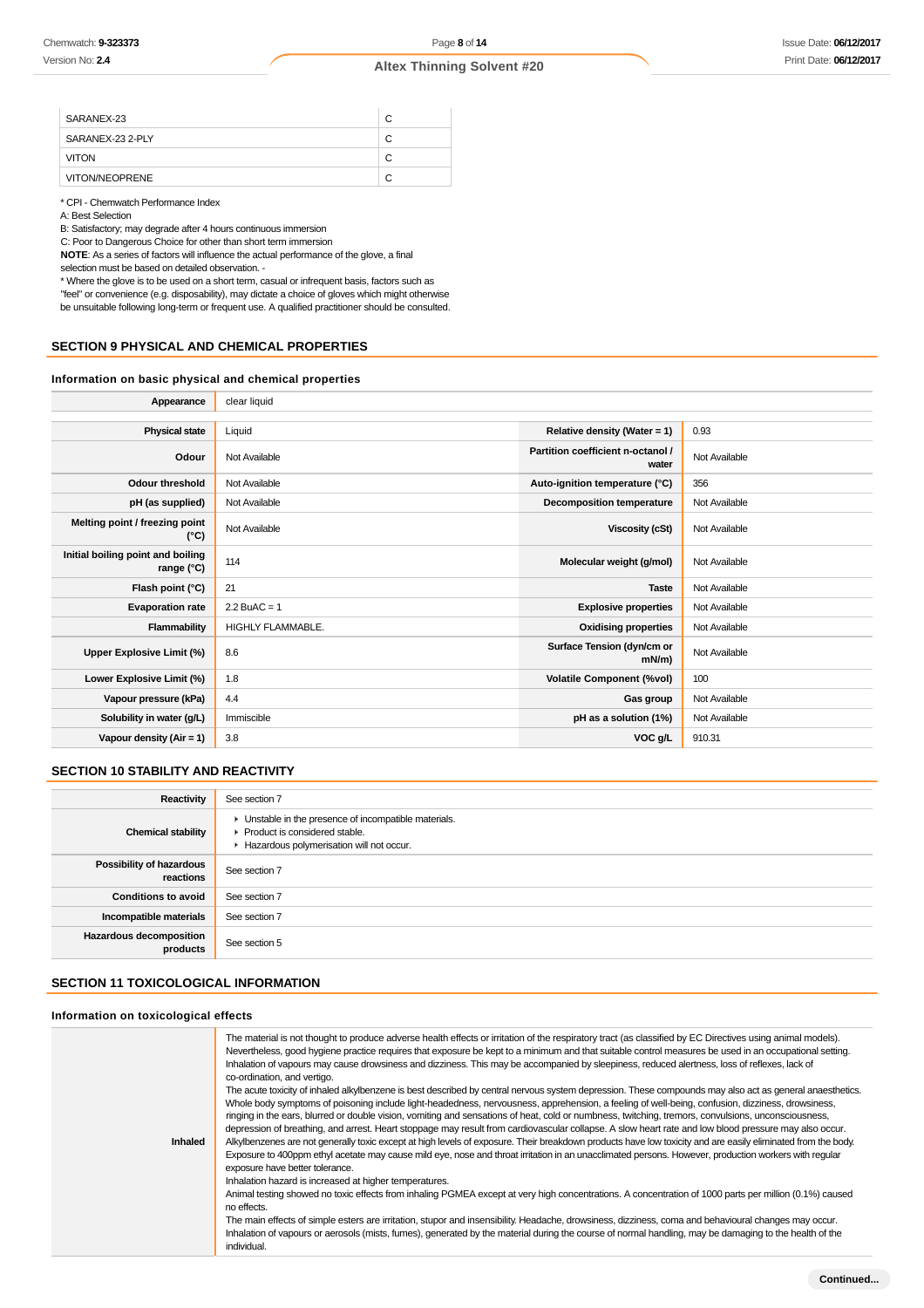| | |
|---|---|
| SARANEX-23 | C |
| SARANEX-23 2-PLY | C |
| VITON | C |
| VITON/NEOPRENE | C |

* CPI - Chemwatch Performance Index
A: Best Selection
B: Satisfactory; may degrade after 4 hours continuous immersion
C: Poor to Dangerous Choice for other than short term immersion
**NOTE**: As a series of factors will influence the actual performance of the glove, a final selection must be based on detailed observation. -
* Where the glove is to be used on a short term, casual or infrequent basis, factors such as "feel" or convenience (e.g. disposability), may dictate a choice of gloves which might otherwise be unsuitable following long-term or frequent use. A qualified practitioner should be consulted.

## SECTION 9 PHYSICAL AND CHEMICAL PROPERTIES

### Information on basic physical and chemical properties

| | | | |
|---|---|---|---|
| **Appearance** | clear liquid | | |
| **Physical state** | Liquid | **Relative density (Water = 1)** | 0.93 |
| **Odour** | Not Available | **Partition coefficient n-octanol / water** | Not Available |
| **Odour threshold** | Not Available | **Auto-ignition temperature (°C)** | 356 |
| **pH (as supplied)** | Not Available | **Decomposition temperature** | Not Available |
| **Melting point / freezing point (°C)** | Not Available | **Viscosity (cSt)** | Not Available |
| **Initial boiling point and boiling range (°C)** | 114 | **Molecular weight (g/mol)** | Not Available |
| **Flash point (°C)** | 21 | **Taste** | Not Available |
| **Evaporation rate** | 2.2 BuAC = 1 | **Explosive properties** | Not Available |
| **Flammability** | HIGHLY FLAMMABLE. | **Oxidising properties** | Not Available |
| **Upper Explosive Limit (%)** | 8.6 | **Surface Tension (dyn/cm or mN/m)** | Not Available |
| **Lower Explosive Limit (%)** | 1.8 | **Volatile Component (%vol)** | 100 |
| **Vapour pressure (kPa)** | 4.4 | **Gas group** | Not Available |
| **Solubility in water (g/L)** | Immiscible | **pH as a solution (1%)** | Not Available |
| **Vapour density (Air = 1)** | 3.8 | **VOC g/L** | 910.31 |

## SECTION 10 STABILITY AND REACTIVITY

| | |
|---|---|
| **Reactivity** | See section 7 |
| **Chemical stability** | ▸ Unstable in the presence of incompatible materials.<br>▸ Product is considered stable.<br>▸ Hazardous polymerisation will not occur. |
| **Possibility of hazardous reactions** | See section 7 |
| **Conditions to avoid** | See section 7 |
| **Incompatible materials** | See section 7 |
| **Hazardous decomposition products** | See section 5 |

## SECTION 11 TOXICOLOGICAL INFORMATION

### Information on toxicological effects

| | |
|---|---|
| **Inhaled** | The material is not thought to produce adverse health effects or irritation of the respiratory tract (as classified by EC Directives using animal models). Nevertheless, good hygiene practice requires that exposure be kept to a minimum and that suitable control measures be used in an occupational setting.<br>Inhalation of vapours may cause drowsiness and dizziness. This may be accompanied by sleepiness, reduced alertness, loss of reflexes, lack of co-ordination, and vertigo.<br>The acute toxicity of inhaled alkylbenzene is best described by central nervous system depression. These compounds may also act as general anaesthetics. Whole body symptoms of poisoning include light-headedness, nervousness, apprehension, a feeling of well-being, confusion, dizziness, drowsiness, ringing in the ears, blurred or double vision, vomiting and sensations of heat, cold or numbness, twitching, tremors, convulsions, unconsciousness, depression of breathing, and arrest. Heart stoppage may result from cardiovascular collapse. A slow heart rate and low blood pressure may also occur.<br>Alkylbenzenes are not generally toxic except at high levels of exposure. Their breakdown products have low toxicity and are easily eliminated from the body. Exposure to 400ppm ethyl acetate may cause mild eye, nose and throat irritation in an unacclimated persons. However, production workers with regular exposure have better tolerance.<br>Inhalation hazard is increased at higher temperatures.<br>Animal testing showed no toxic effects from inhaling PGMEA except at very high concentrations. A concentration of 1000 parts per million (0.1%) caused no effects.<br>The main effects of simple esters are irritation, stupor and insensibility. Headache, drowsiness, dizziness, coma and behavioural changes may occur.<br>Inhalation of vapours or aerosols (mists, fumes), generated by the material during the course of normal handling, may be damaging to the health of the individual. |

Continued...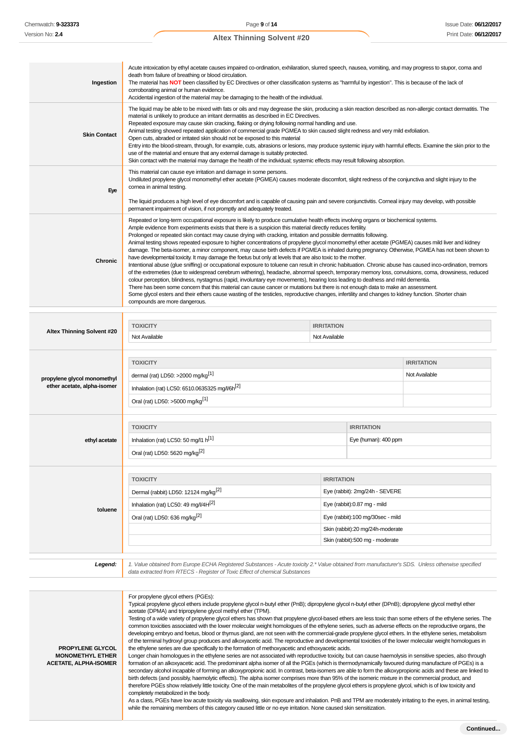| | |
|---|---|
| **Ingestion** | Acute intoxication by ethyl acetate causes impaired co-ordination, exhilaration, slurred speech, nausea, vomiting, and may progress to stupor, coma and death from failure of breathing or blood circulation.<br>The material has **NOT** been classified by EC Directives or other classification systems as "harmful by ingestion". This is because of the lack of corroborating animal or human evidence.<br>Accidental ingestion of the material may be damaging to the health of the individual. |
| **Skin Contact** | The liquid may be able to be mixed with fats or oils and may degrease the skin, producing a skin reaction described as non-allergic contact dermatitis. The material is unlikely to produce an irritant dermatitis as described in EC Directives.<br>Repeated exposure may cause skin cracking, flaking or drying following normal handling and use.<br>Animal testing showed repeated application of commercial grade PGMEA to skin caused slight redness and very mild exfoliation.<br>Open cuts, abraded or irritated skin should not be exposed to this material<br>Entry into the blood-stream, through, for example, cuts, abrasions or lesions, may produce systemic injury with harmful effects. Examine the skin prior to the use of the material and ensure that any external damage is suitably protected.<br>Skin contact with the material may damage the health of the individual; systemic effects may result following absorption. |
| **Eye** | This material can cause eye irritation and damage in some persons.<br>Undiluted propylene glycol monomethyl ether acetate (PGMEA) causes moderate discomfort, slight redness of the conjunctiva and slight injury to the cornea in animal testing.<br><br>The liquid produces a high level of eye discomfort and is capable of causing pain and severe conjunctivitis. Corneal injury may develop, with possible permanent impairment of vision, if not promptly and adequately treated. |
| **Chronic** | Repeated or long-term occupational exposure is likely to produce cumulative health effects involving organs or biochemical systems.<br>Ample evidence from experiments exists that there is a suspicion this material directly reduces fertility.<br>Prolonged or repeated skin contact may cause drying with cracking, irritation and possible dermatitis following.<br>Animal testing shows repeated exposure to higher concentrations of propylene glycol monomethyl ether acetate (PGMEA) causes mild liver and kidney damage. The beta-isomer, a minor component, may cause birth defects if PGMEA is inhaled during pregnancy. Otherwise, PGMEA has not been shown to have developmental toxicity. It may damage the foetus but only at levels that are also toxic to the mother.<br>Intentional abuse (glue sniffing) or occupational exposure to toluene can result in chronic habituation. Chronic abuse has caused inco-ordination, tremors of the extremeties (due to widespread cerebrum withering), headache, abnormal speech, temporary memory loss, convulsions, coma, drowsiness, reduced colour perception, blindness, nystagmus (rapid, involuntary eye movements), hearing loss leading to deafness and mild dementia.<br>There has been some concern that this material can cause cancer or mutations but there is not enough data to make an assessment.<br>Some glycol esters and their ethers cause wasting of the testicles, reproductive changes, infertility and changes to kidney function. Shorter chain compounds are more dangerous. |

**Altex Thinning Solvent #20**

| TOXICITY | IRRITATION |
|---|---|
| Not Available | Not Available |

**propylene glycol monomethyl ether acetate, alpha-isomer**

| TOXICITY | IRRITATION |
|---|---|
| dermal (rat) LD50: >2000 mg/kg[1] | Not Available |
| Inhalation (rat) LC50: 6510.0635325 mg/l/6h[2] | |
| Oral (rat) LD50: >5000 mg/kg[1] | |

**ethyl acetate**

| TOXICITY | IRRITATION |
|---|---|
| Inhalation (rat) LC50: 50 mg/l1 h[1] | Eye (human): 400 ppm |
| Oral (rat) LD50: 5620 mg/kg[2] | |

**toluene**

| TOXICITY | IRRITATION |
|---|---|
| Dermal (rabbit) LD50: 12124 mg/kg[2] | Eye (rabbit): 2mg/24h - SEVERE |
| Inhalation (rat) LC50: 49 mg/l/4H[2] | Eye (rabbit):0.87 mg - mild |
| Oral (rat) LD50: 636 mg/kg[2] | Eye (rabbit):100 mg/30sec - mild |
| | Skin (rabbit):20 mg/24h-moderate |
| | Skin (rabbit):500 mg - moderate |

***Legend:*** *1. Value obtained from Europe ECHA Registered Substances - Acute toxicity 2.\* Value obtained from manufacturer's SDS. Unless otherwise specified data extracted from RTECS - Register of Toxic Effect of chemical Substances*

**PROPYLENE GLYCOL MONOMETHYL ETHER ACETATE, ALPHA-ISOMER**

For propylene glycol ethers (PGEs):
Typical propylene glycol ethers include propylene glycol n-butyl ether (PnB); dipropylene glycol n-butyl ether (DPnB); dipropylene glycol methyl ether acetate (DPMA) and tripropylene glycol methyl ether (TPM).
Testing of a wide variety of propylene glycol ethers has shown that propylene glycol-based ethers are less toxic than some ethers of the ethylene series. The common toxicities associated with the lower molecular weight homologues of the ethylene series, such as adverse effects on the reproductive organs, the developing embryo and foetus, blood or thymus gland, are not seen with the commercial-grade propylene glycol ethers. In the ethylene series, metabolism of the terminal hydroxyl group produces and alkoxyacetic acid. The reproductive and developmental toxicities of the lower molecular weight homologues in the ethylene series are due specifically to the formation of methoxyacetic and ethoxyacetic acids.
Longer chain homologues in the ethylene series are not associated with reproductive toxicity, but can cause haemolysis in sensitive species, also through formation of an alkoxyacetic acid. The predominant alpha isomer of all the PGEs (which is thermodynamically favoured during manufacture of PGEs) is a secondary alcohol incapable of forming an alkoxypropionic acid. In contrast, beta-isomers are able to form the alkoxypropionic acids and these are linked to birth defects (and possibly, haemolytic effects). The alpha isomer comprises more than 95% of the isomeric mixture in the commercial product, and therefore PGEs show relatively little toxicity. One of the main metabolites of the propylene glycol ethers is propylene glycol, which is of low toxicity and completely metabolized in the body.
As a class, PGEs have low acute toxicity via swallowing, skin exposure and inhalation. PnB and TPM are moderately irritating to the eyes, in animal testing, while the remaining members of this category caused little or no eye irritation. None caused skin sensitization.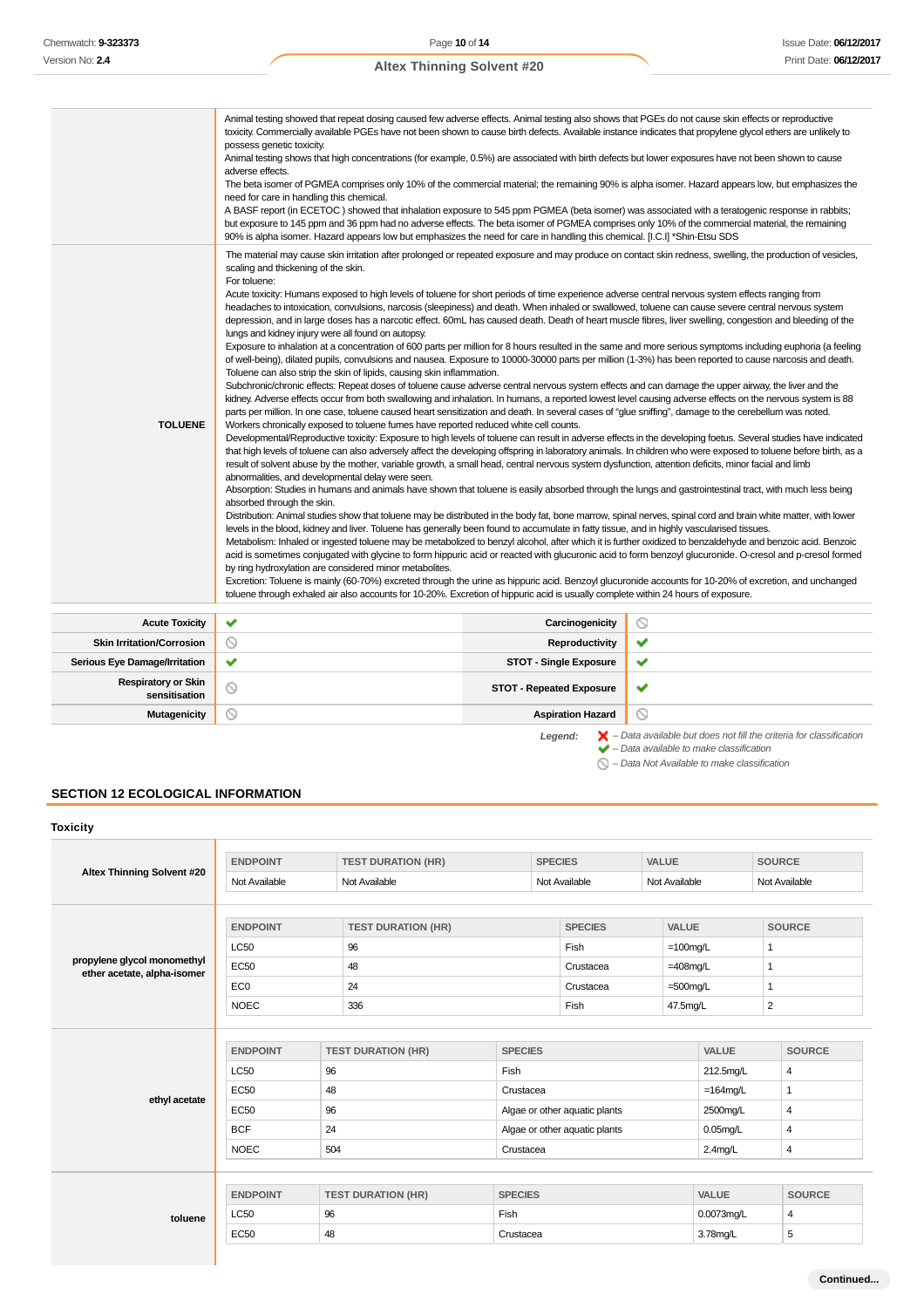| | |
|---|---|
| | Animal testing showed that repeat dosing caused few adverse effects. Animal testing also shows that PGEs do not cause skin effects or reproductive toxicity. Commercially available PGEs have not been shown to cause birth defects. Available instance indicates that propylene glycol ethers are unlikely to possess genetic toxicity.<br>Animal testing shows that high concentrations (for example, 0.5%) are associated with birth defects but lower exposures have not been shown to cause adverse effects.<br>The beta isomer of PGMEA comprises only 10% of the commercial material; the remaining 90% is alpha isomer. Hazard appears low, but emphasizes the need for care in handling this chemical.<br>A BASF report (in ECETOC ) showed that inhalation exposure to 545 ppm PGMEA (beta isomer) was associated with a teratogenic response in rabbits; but exposure to 145 ppm and 36 ppm had no adverse effects. The beta isomer of PGMEA comprises only 10% of the commercial material, the remaining 90% is alpha isomer. Hazard appears low but emphasizes the need for care in handling this chemical. [I.C.I] *Shin-Etsu SDS |
| **TOLUENE** | The material may cause skin irritation after prolonged or repeated exposure and may produce on contact skin redness, swelling, the production of vesicles, scaling and thickening of the skin.<br>For toluene:<br>Acute toxicity: Humans exposed to high levels of toluene for short periods of time experience adverse central nervous system effects ranging from headaches to intoxication, convulsions, narcosis (sleepiness) and death. When inhaled or swallowed, toluene can cause severe central nervous system depression, and in large doses has a narcotic effect. 60mL has caused death. Death of heart muscle fibres, liver swelling, congestion and bleeding of the lungs and kidney injury were all found on autopsy.<br>Exposure to inhalation at a concentration of 600 parts per million for 8 hours resulted in the same and more serious symptoms including euphoria (a feeling of well-being), dilated pupils, convulsions and nausea. Exposure to 10000-30000 parts per million (1-3%) has been reported to cause narcosis and death. Toluene can also strip the skin of lipids, causing skin inflammation.<br>Subchronic/chronic effects: Repeat doses of toluene cause adverse central nervous system effects and can damage the upper airway, the liver and the kidney. Adverse effects occur from both swallowing and inhalation. In humans, a reported lowest level causing adverse effects on the nervous system is 88 parts per million. In one case, toluene caused heart sensitization and death. In several cases of "glue sniffing", damage to the cerebellum was noted. Workers chronically exposed to toluene fumes have reported reduced white cell counts.<br>Developmental/Reproductive toxicity: Exposure to high levels of toluene can result in adverse effects in the developing foetus. Several studies have indicated that high levels of toluene can also adversely affect the developing offspring in laboratory animals. In children who were exposed to toluene before birth, as a result of solvent abuse by the mother, variable growth, a small head, central nervous system dysfunction, attention deficits, minor facial and limb abnormalities, and developmental delay were seen.<br>Absorption: Studies in humans and animals have shown that toluene is easily absorbed through the lungs and gastrointestinal tract, with much less being absorbed through the skin.<br>Distribution: Animal studies show that toluene may be distributed in the body fat, bone marrow, spinal nerves, spinal cord and brain white matter, with lower levels in the blood, kidney and liver. Toluene has generally been found to accumulate in fatty tissue, and in highly vascularised tissues.<br>Metabolism: Inhaled or ingested toluene may be metabolized to benzyl alcohol, after which it is further oxidized to benzaldehyde and benzoic acid. Benzoic acid is sometimes conjugated with glycine to form hippuric acid or reacted with glucuronic acid to form benzoyl glucuronide. O-cresol and p-cresol formed by ring hydroxylation are considered minor metabolites.<br>Excretion: Toluene is mainly (60-70%) excreted through the urine as hippuric acid. Benzoyl glucuronide accounts for 10-20% of excretion, and unchanged toluene through exhaled air also accounts for 10-20%. Excretion of hippuric acid is usually complete within 24 hours of exposure. |

| | | | |
|---|---|---|---|
| **Acute Toxicity** | ✔ | **Carcinogenicity** | ⃠ |
| **Skin Irritation/Corrosion** | ⃠ | **Reproductivity** | ✔ |
| **Serious Eye Damage/Irritation** | ✔ | **STOT - Single Exposure** | ✔ |
| **Respiratory or Skin sensitisation** | ⃠ | **STOT - Repeated Exposure** | ✔ |
| **Mutagenicity** | ⃠ | **Aspiration Hazard** | ⃠ |

*Legend:*
- ✘ – *Data available but does not fill the criteria for classification*
- ✔ – *Data available to make classification*
- ⃠ – *Data Not Available to make classification*

## SECTION 12 ECOLOGICAL INFORMATION

### Toxicity

**Altex Thinning Solvent #20**

| ENDPOINT | TEST DURATION (HR) | SPECIES | VALUE | SOURCE |
|---|---|---|---|---|
| Not Available | Not Available | Not Available | Not Available | Not Available |

**propylene glycol monomethyl ether acetate, alpha-isomer**

| ENDPOINT | TEST DURATION (HR) | SPECIES | VALUE | SOURCE |
|---|---|---|---|---|
| LC50 | 96 | Fish | =100mg/L | 1 |
| EC50 | 48 | Crustacea | =408mg/L | 1 |
| EC0 | 24 | Crustacea | =500mg/L | 1 |
| NOEC | 336 | Fish | 47.5mg/L | 2 |

**ethyl acetate**

| ENDPOINT | TEST DURATION (HR) | SPECIES | VALUE | SOURCE |
|---|---|---|---|---|
| LC50 | 96 | Fish | 212.5mg/L | 4 |
| EC50 | 48 | Crustacea | =164mg/L | 1 |
| EC50 | 96 | Algae or other aquatic plants | 2500mg/L | 4 |
| BCF | 24 | Algae or other aquatic plants | 0.05mg/L | 4 |
| NOEC | 504 | Crustacea | 2.4mg/L | 4 |

**toluene**

| ENDPOINT | TEST DURATION (HR) | SPECIES | VALUE | SOURCE |
|---|---|---|---|---|
| LC50 | 96 | Fish | 0.0073mg/L | 4 |
| EC50 | 48 | Crustacea | 3.78mg/L | 5 |

Continued...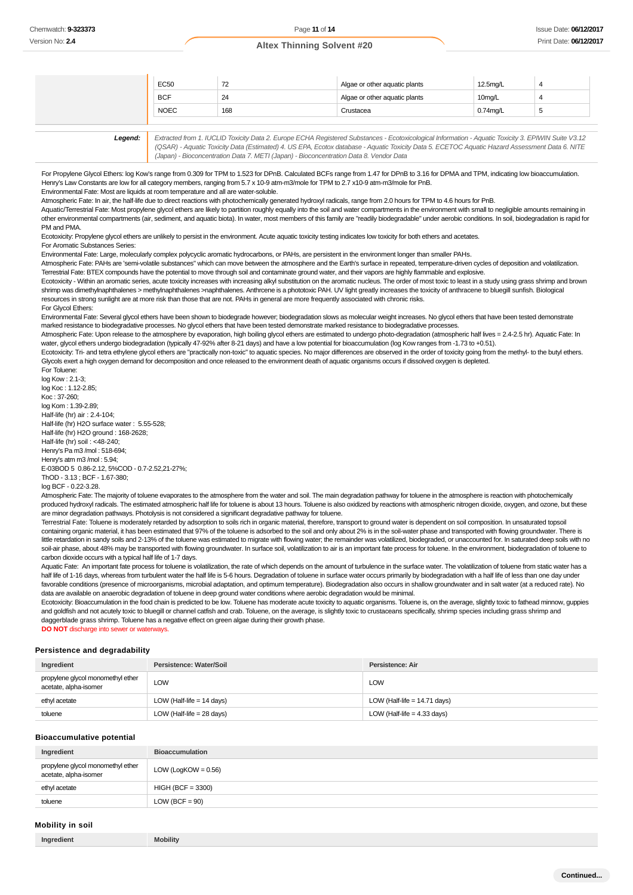| | EC50 | 72 | Algae or other aquatic plants | 12.5mg/L | 4 |
|---|---|---|---|---|---|
| | BCF | 24 | Algae or other aquatic plants | 10mg/L | 4 |
| | NOEC | 168 | Crustacea | 0.74mg/L | 5 |

| | |
|---|---|
| **Legend:** | *Extracted from 1. IUCLID Toxicity Data 2. Europe ECHA Registered Substances - Ecotoxicological Information - Aquatic Toxicity 3. EPIWIN Suite V3.12 (QSAR) - Aquatic Toxicity Data (Estimated) 4. US EPA, Ecotox database - Aquatic Toxicity Data 5. ECETOC Aquatic Hazard Assessment Data 6. NITE (Japan) - Bioconcentration Data 7. METI (Japan) - Bioconcentration Data 8. Vendor Data* |

For Propylene Glycol Ethers: log Kow's range from 0.309 for TPM to 1.523 for DPnB. Calculated BCFs range from 1.47 for DPnB to 3.16 for DPMA and TPM, indicating low bioaccumulation. Henry's Law Constants are low for all category members, ranging from 5.7 x 10-9 atm-m3/mole for TPM to 2.7 x10-9 atm-m3/mole for PnB.
Environmental Fate: Most are liquids at room temperature and all are water-soluble.
Atmospheric Fate: In air, the half-life due to direct reactions with photochemically generated hydroxyl radicals, range from 2.0 hours for TPM to 4.6 hours for PnB.
Aquatic/Terrestrial Fate: Most propylene glycol ethers are likely to partition roughly equally into the soil and water compartments in the environment with small to negligible amounts remaining in other environmental compartments (air, sediment, and aquatic biota). In water, most members of this family are "readily biodegradable" under aerobic conditions. In soil, biodegradation is rapid for PM and PMA.
Ecotoxicity: Propylene glycol ethers are unlikely to persist in the environment. Acute aquatic toxicity testing indicates low toxicity for both ethers and acetates.
For Aromatic Substances Series:
Environmental Fate: Large, molecularly complex polycyclic aromatic hydrocarbons, or PAHs, are persistent in the environment longer than smaller PAHs.
Atmospheric Fate: PAHs are 'semi-volatile substances" which can move between the atmosphere and the Earth's surface in repeated, temperature-driven cycles of deposition and volatilization.
Terrestrial Fate: BTEX compounds have the potential to move through soil and contaminate ground water, and their vapors are highly flammable and explosive.
Ecotoxicity - Within an aromatic series, acute toxicity increases with increasing alkyl substitution on the aromatic nucleus. The order of most toxic to least in a study using grass shrimp and brown shrimp was dimethylnaphthalenes > methylnaphthalenes >naphthalenes. Anthrcene is a phototoxic PAH. UV light greatly increases the toxicity of anthracene to bluegill sunfish. Biological resources in strong sunlight are at more risk than those that are not. PAHs in general are more frequently associated with chronic risks.
For Glycol Ethers:
Environmental Fate: Several glycol ethers have been shown to biodegrade however; biodegradation slows as molecular weight increases. No glycol ethers that have been tested demonstrate marked resistance to biodegradative processes. No glycol ethers that have been tested demonstrate marked resistance to biodegradative processes.
Atmospheric Fate: Upon release to the atmosphere by evaporation, high boiling glycol ethers are estimated to undergo photo-degradation (atmospheric half lives = 2.4-2.5 hr). Aquatic Fate: In water, glycol ethers undergo biodegradation (typically 47-92% after 8-21 days) and have a low potential for bioaccumulation (log Kow ranges from -1.73 to +0.51).
Ecotoxicity: Tri- and tetra ethylene glycol ethers are "practically non-toxic" to aquatic species. No major differences are observed in the order of toxicity going from the methyl- to the butyl ethers. Glycols exert a high oxygen demand for decomposition and once released to the environment death of aquatic organisms occurs if dissolved oxygen is depleted.
For Toluene:
log Kow : 2.1-3;
log Koc : 1.12-2.85;
Koc : 37-260;
log Kom : 1.39-2.89;
Half-life (hr) air : 2.4-104;
Half-life (hr) H2O surface water : 5.55-528;
Half-life (hr) H2O ground : 168-2628;
Half-life (hr) soil : <48-240;
Henry's Pa m3 /mol : 518-694;
Henry's atm m3 /mol : 5.94;
E-03BOD 5 0.86-2.12, 5%COD - 0.7-2.52,21-27%;
ThOD - 3.13 ; BCF - 1.67-380;
log BCF - 0.22-3.28.
Atmospheric Fate: The majority of toluene evaporates to the atmosphere from the water and soil. The main degradation pathway for toluene in the atmosphere is reaction with photochemically produced hydroxyl radicals. The estimated atmospheric half life for toluene is about 13 hours. Toluene is also oxidized by reactions with atmospheric nitrogen dioxide, oxygen, and ozone, but these are minor degradation pathways. Photolysis is not considered a significant degradative pathway for toluene.
Terrestrial Fate: Toluene is moderately retarded by adsorption to soils rich in organic material, therefore, transport to ground water is dependent on soil composition. In unsaturated topsoil containing organic material, it has been estimated that 97% of the toluene is adsorbed to the soil and only about 2% is in the soil-water phase and transported with flowing groundwater. There is little retardation in sandy soils and 2-13% of the toluene was estimated to migrate with flowing water; the remainder was volatilized, biodegraded, or unaccounted for. In saturated deep soils with no soil-air phase, about 48% may be transported with flowing groundwater. In surface soil, volatilization to air is an important fate process for toluene. In the environment, biodegradation of toluene to carbon dioxide occurs with a typical half life of 1-7 days.
Aquatic Fate: An important fate process for toluene is volatilization, the rate of which depends on the amount of turbulence in the surface water. The volatilization of toluene from static water has a half life of 1-16 days, whereas from turbulent water the half life is 5-6 hours. Degradation of toluene in surface water occurs primarily by biodegradation with a half life of less than one day under favorable conditions (presence of microorganisms, microbial adaptation, and optimum temperature). Biodegradation also occurs in shallow groundwater and in salt water (at a reduced rate). No data are available on anaerobic degradation of toluene in deep ground water conditions where aerobic degradation would be minimal.
Ecotoxicity: Bioaccumulation in the food chain is predicted to be low. Toluene has moderate acute toxicity to aquatic organisms. Toluene is, on the average, slightly toxic to fathead minnow, guppies and goldfish and not acutely toxic to bluegill or channel catfish and crab. Toluene, on the average, is slightly toxic to crustaceans specifically, shrimp species including grass shrimp and daggerblade grass shrimp. Toluene has a negative effect on green algae during their growth phase.
**DO NOT** discharge into sewer or waterways.

### Persistence and degradability

| Ingredient | Persistence: Water/Soil | Persistence: Air |
|---|---|---|
| propylene glycol monomethyl ether acetate, alpha-isomer | LOW | LOW |
| ethyl acetate | LOW (Half-life = 14 days) | LOW (Half-life = 14.71 days) |
| toluene | LOW (Half-life = 28 days) | LOW (Half-life = 4.33 days) |

### Bioaccumulative potential

| Ingredient | Bioaccumulation |
|---|---|
| propylene glycol monomethyl ether acetate, alpha-isomer | LOW (LogKOW = 0.56) |
| ethyl acetate | HIGH (BCF = 3300) |
| toluene | LOW (BCF = 90) |

### Mobility in soil

| Ingredient | Mobility |
|---|---|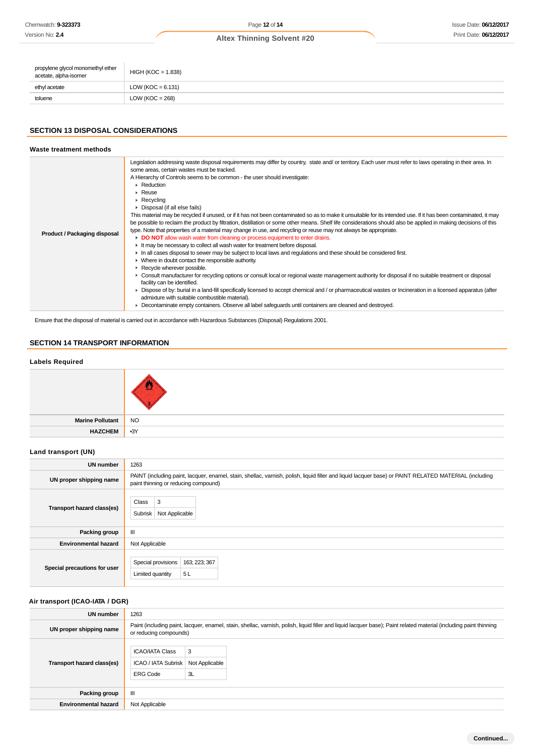| | |
|---|---|
| propylene glycol monomethyl ether acetate, alpha-isomer | HIGH (KOC = 1.838) |
| ethyl acetate | LOW (KOC = 6.131) |
| toluene | LOW (KOC = 268) |

## SECTION 13 DISPOSAL CONSIDERATIONS

### Waste treatment methods

| | |
|---|---|
| **Product / Packaging disposal** | Legislation addressing waste disposal requirements may differ by country, state and/ or territory. Each user must refer to laws operating in their area. In some areas, certain wastes must be tracked.<br>A Hierarchy of Controls seems to be common - the user should investigate:<br>▸ Reduction<br>▸ Reuse<br>▸ Recycling<br>▸ Disposal (if all else fails)<br>This material may be recycled if unused, or if it has not been contaminated so as to make it unsuitable for its intended use. If it has been contaminated, it may be possible to reclaim the product by filtration, distillation or some other means. Shelf life considerations should also be applied in making decisions of this type. Note that properties of a material may change in use, and recycling or reuse may not always be appropriate.<br>▸ **DO NOT** allow wash water from cleaning or process equipment to enter drains.<br>▸ It may be necessary to collect all wash water for treatment before disposal.<br>▸ In all cases disposal to sewer may be subject to local laws and regulations and these should be considered first.<br>▸ Where in doubt contact the responsible authority.<br>▸ Recycle wherever possible.<br>▸ Consult manufacturer for recycling options or consult local or regional waste management authority for disposal if no suitable treatment or disposal facility can be identified.<br>▸ Dispose of by: burial in a land-fill specifically licensed to accept chemical and / or pharmaceutical wastes or Incineration in a licensed apparatus (after admixture with suitable combustible material).<br>▸ Decontaminate empty containers. Observe all label safeguards until containers are cleaned and destroyed. |

Ensure that the disposal of material is carried out in accordance with Hazardous Substances (Disposal) Regulations 2001.

## SECTION 14 TRANSPORT INFORMATION

### Labels Required

| | |
|---|---|
| | |
| **Marine Pollutant** | NO |
| **HAZCHEM** | •3Y |

### Land transport (UN)

| | |
|---|---|
| **UN number** | 1263 |
| **UN proper shipping name** | PAINT (including paint, lacquer, enamel, stain, shellac, varnish, polish, liquid filler and liquid lacquer base) or PAINT RELATED MATERIAL (including paint thinning or reducing compound) |
| **Transport hazard class(es)** | Class: 3<br>Subrisk: Not Applicable |
| **Packing group** | III |
| **Environmental hazard** | Not Applicable |
| **Special precautions for user** | Special provisions: 163; 223; 367<br>Limited quantity: 5 L |

### Air transport (ICAO-IATA / DGR)

| | |
|---|---|
| **UN number** | 1263 |
| **UN proper shipping name** | Paint (including paint, lacquer, enamel, stain, shellac, varnish, polish, liquid filler and liquid lacquer base); Paint related material (including paint thinning or reducing compounds) |
| **Transport hazard class(es)** | ICAO/IATA Class: 3<br>ICAO / IATA Subrisk: Not Applicable<br>ERG Code: 3L |
| **Packing group** | III |
| **Environmental hazard** | Not Applicable |

Continued...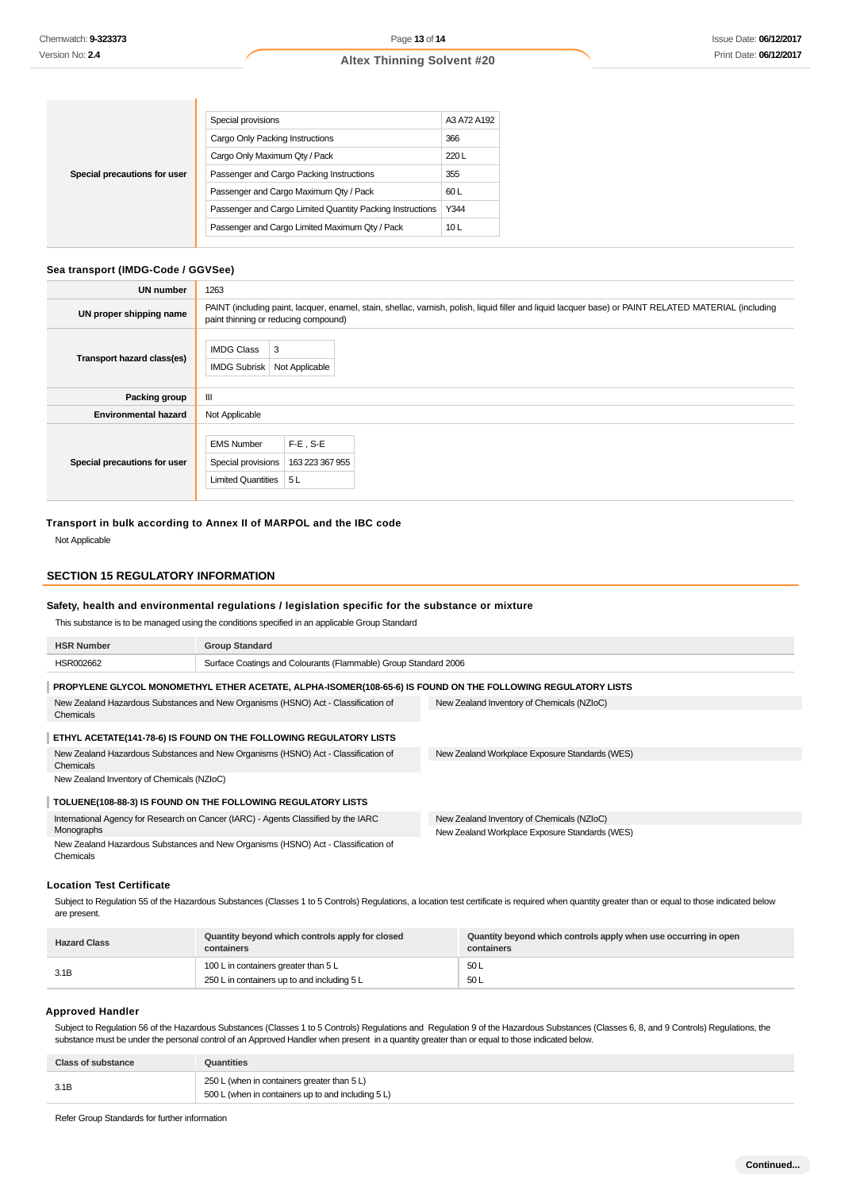| Special precautions for user | | |
|---|---|---|
| | Special provisions | A3 A72 A192 |
| | Cargo Only Packing Instructions | 366 |
| | Cargo Only Maximum Qty / Pack | 220 L |
| | Passenger and Cargo Packing Instructions | 355 |
| | Passenger and Cargo Maximum Qty / Pack | 60 L |
| | Passenger and Cargo Limited Quantity Packing Instructions | Y344 |
| | Passenger and Cargo Limited Maximum Qty / Pack | 10 L |

### Sea transport (IMDG-Code / GGVSee)

| | |
|---|---|
| **UN number** | 1263 |
| **UN proper shipping name** | PAINT (including paint, lacquer, enamel, stain, shellac, varnish, polish, liquid filler and liquid lacquer base) or PAINT RELATED MATERIAL (including paint thinning or reducing compound) |
| **Transport hazard class(es)** | IMDG Class: 3<br>IMDG Subrisk: Not Applicable |
| **Packing group** | III |
| **Environmental hazard** | Not Applicable |
| **Special precautions for user** | EMS Number: F-E , S-E<br>Special provisions: 163 223 367 955<br>Limited Quantities: 5 L |

### Transport in bulk according to Annex II of MARPOL and the IBC code

Not Applicable

## SECTION 15 REGULATORY INFORMATION

### Safety, health and environmental regulations / legislation specific for the substance or mixture

This substance is to be managed using the conditions specified in an applicable Group Standard

| HSR Number | Group Standard |
|---|---|
| HSR002662 | Surface Coatings and Colourants (Flammable) Group Standard 2006 |

**PROPYLENE GLYCOL MONOMETHYL ETHER ACETATE, ALPHA-ISOMER(108-65-6) IS FOUND ON THE FOLLOWING REGULATORY LISTS**

- New Zealand Hazardous Substances and New Organisms (HSNO) Act - Classification of Chemicals
- New Zealand Inventory of Chemicals (NZIoC)

**ETHYL ACETATE(141-78-6) IS FOUND ON THE FOLLOWING REGULATORY LISTS**

- New Zealand Hazardous Substances and New Organisms (HSNO) Act - Classification of Chemicals
- New Zealand Inventory of Chemicals (NZIoC)
- New Zealand Workplace Exposure Standards (WES)

**TOLUENE(108-88-3) IS FOUND ON THE FOLLOWING REGULATORY LISTS**

- International Agency for Research on Cancer (IARC) - Agents Classified by the IARC Monographs
- New Zealand Hazardous Substances and New Organisms (HSNO) Act - Classification of Chemicals
- New Zealand Inventory of Chemicals (NZIoC)
- New Zealand Workplace Exposure Standards (WES)

### Location Test Certificate

Subject to Regulation 55 of the Hazardous Substances (Classes 1 to 5 Controls) Regulations, a location test certificate is required when quantity greater than or equal to those indicated below are present.

| Hazard Class | Quantity beyond which controls apply for closed containers | Quantity beyond which controls apply when use occurring in open containers |
|---|---|---|
| 3.1B | 100 L in containers greater than 5 L<br>250 L in containers up to and including 5 L | 50 L<br>50 L |

### Approved Handler

Subject to Regulation 56 of the Hazardous Substances (Classes 1 to 5 Controls) Regulations and Regulation 9 of the Hazardous Substances (Classes 6, 8, and 9 Controls) Regulations, the substance must be under the personal control of an Approved Handler when present in a quantity greater than or equal to those indicated below.

| Class of substance | Quantities |
|---|---|
| 3.1B | 250 L (when in containers greater than 5 L)<br>500 L (when in containers up to and including 5 L) |

Refer Group Standards for further information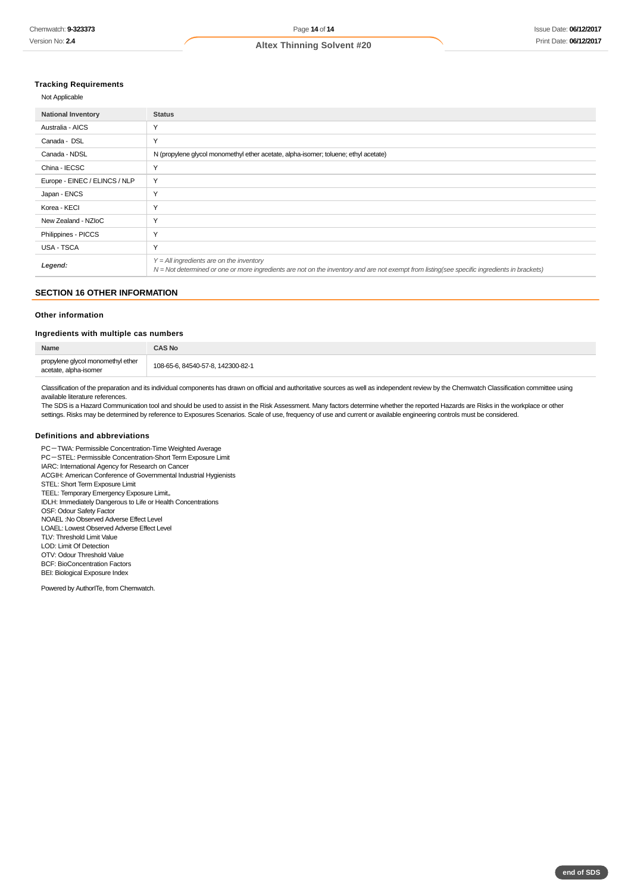### Tracking Requirements

Not Applicable

| National Inventory | Status |
|---|---|
| Australia - AICS | Y |
| Canada - DSL | Y |
| Canada - NDSL | N (propylene glycol monomethyl ether acetate, alpha-isomer; toluene; ethyl acetate) |
| China - IECSC | Y |
| Europe - EINEC / ELINCS / NLP | Y |
| Japan - ENCS | Y |
| Korea - KECI | Y |
| New Zealand - NZIoC | Y |
| Philippines - PICCS | Y |
| USA - TSCA | Y |
| ***Legend:*** | *Y = All ingredients are on the inventory*<br>*N = Not determined or one or more ingredients are not on the inventory and are not exempt from listing(see specific ingredients in brackets)* |

## SECTION 16 OTHER INFORMATION

### Other information

### Ingredients with multiple cas numbers

| Name | CAS No |
|---|---|
| propylene glycol monomethyl ether acetate, alpha-isomer | 108-65-6, 84540-57-8, 142300-82-1 |

Classification of the preparation and its individual components has drawn on official and authoritative sources as well as independent review by the Chemwatch Classification committee using available literature references.

The SDS is a Hazard Communication tool and should be used to assist in the Risk Assessment. Many factors determine whether the reported Hazards are Risks in the workplace or other settings. Risks may be determined by reference to Exposures Scenarios. Scale of use, frequency of use and current or available engineering controls must be considered.

### Definitions and abbreviations

PC－TWA: Permissible Concentration-Time Weighted Average
PC－STEL: Permissible Concentration-Short Term Exposure Limit
IARC: International Agency for Research on Cancer
ACGIH: American Conference of Governmental Industrial Hygienists
STEL: Short Term Exposure Limit
TEEL: Temporary Emergency Exposure Limit。
IDLH: Immediately Dangerous to Life or Health Concentrations
OSF: Odour Safety Factor
NOAEL :No Observed Adverse Effect Level
LOAEL: Lowest Observed Adverse Effect Level
TLV: Threshold Limit Value
LOD: Limit Of Detection
OTV: Odour Threshold Value
BCF: BioConcentration Factors
BEI: Biological Exposure Index

Powered by AuthorITe, from Chemwatch.

end of SDS